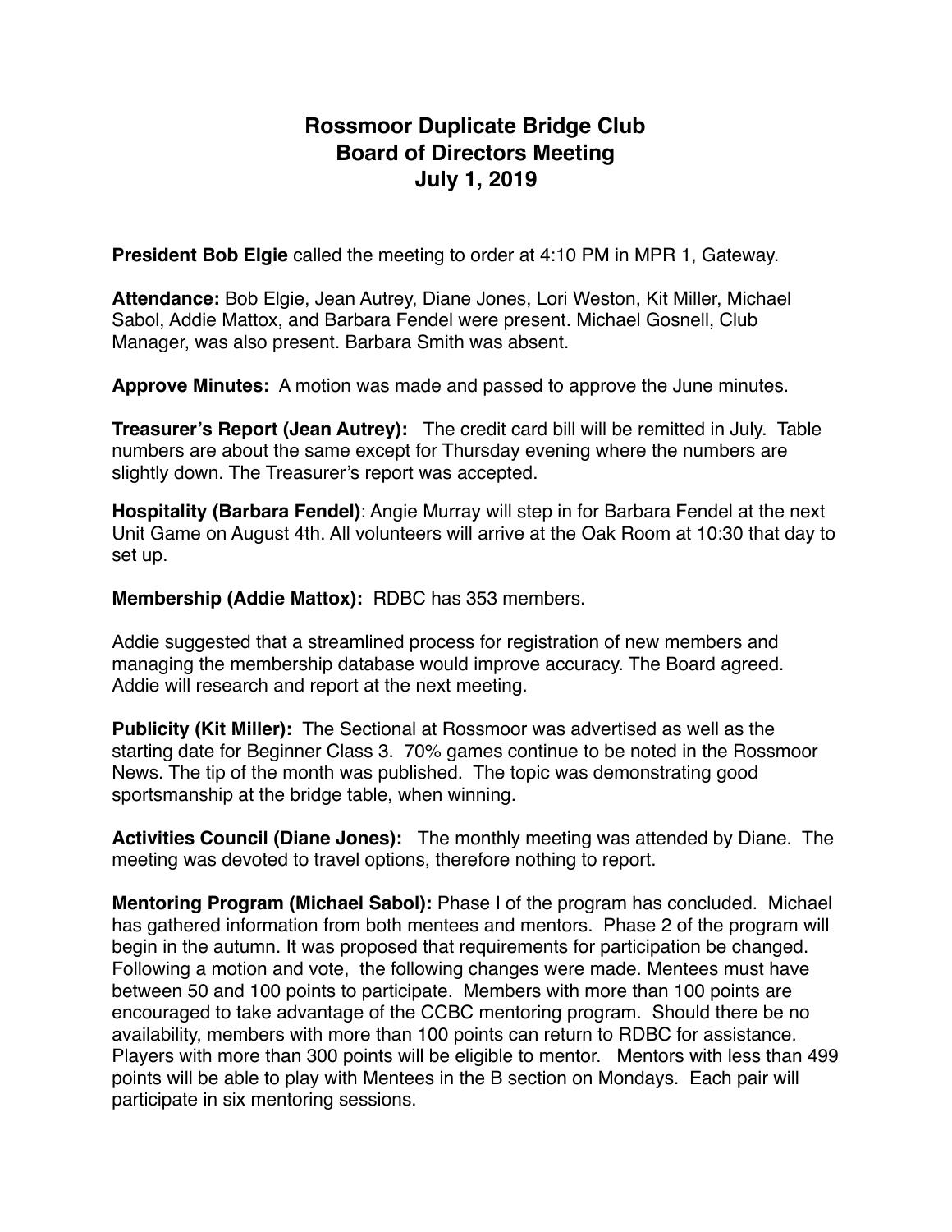# Rossmoor Duplicate Bridge Club
# Board of Directors Meeting
# July 1, 2019

**President Bob Elgie** called the meeting to order at 4:10 PM in MPR 1, Gateway.

**Attendance:** Bob Elgie, Jean Autrey, Diane Jones, Lori Weston, Kit Miller, Michael Sabol, Addie Mattox, and Barbara Fendel were present. Michael Gosnell, Club Manager, was also present. Barbara Smith was absent.

**Approve Minutes:** A motion was made and passed to approve the June minutes.

**Treasurer's Report (Jean Autrey):** The credit card bill will be remitted in July. Table numbers are about the same except for Thursday evening where the numbers are slightly down. The Treasurer's report was accepted.

**Hospitality (Barbara Fendel)**: Angie Murray will step in for Barbara Fendel at the next Unit Game on August 4th. All volunteers will arrive at the Oak Room at 10:30 that day to set up.

**Membership (Addie Mattox):** RDBC has 353 members.

Addie suggested that a streamlined process for registration of new members and managing the membership database would improve accuracy. The Board agreed. Addie will research and report at the next meeting.

**Publicity (Kit Miller):** The Sectional at Rossmoor was advertised as well as the starting date for Beginner Class 3. 70% games continue to be noted in the Rossmoor News. The tip of the month was published. The topic was demonstrating good sportsmanship at the bridge table, when winning.

**Activities Council (Diane Jones):** The monthly meeting was attended by Diane. The meeting was devoted to travel options, therefore nothing to report.

**Mentoring Program (Michael Sabol):** Phase I of the program has concluded. Michael has gathered information from both mentees and mentors. Phase 2 of the program will begin in the autumn. It was proposed that requirements for participation be changed. Following a motion and vote, the following changes were made. Mentees must have between 50 and 100 points to participate. Members with more than 100 points are encouraged to take advantage of the CCBC mentoring program. Should there be no availability, members with more than 100 points can return to RDBC for assistance. Players with more than 300 points will be eligible to mentor. Mentors with less than 499 points will be able to play with Mentees in the B section on Mondays. Each pair will participate in six mentoring sessions.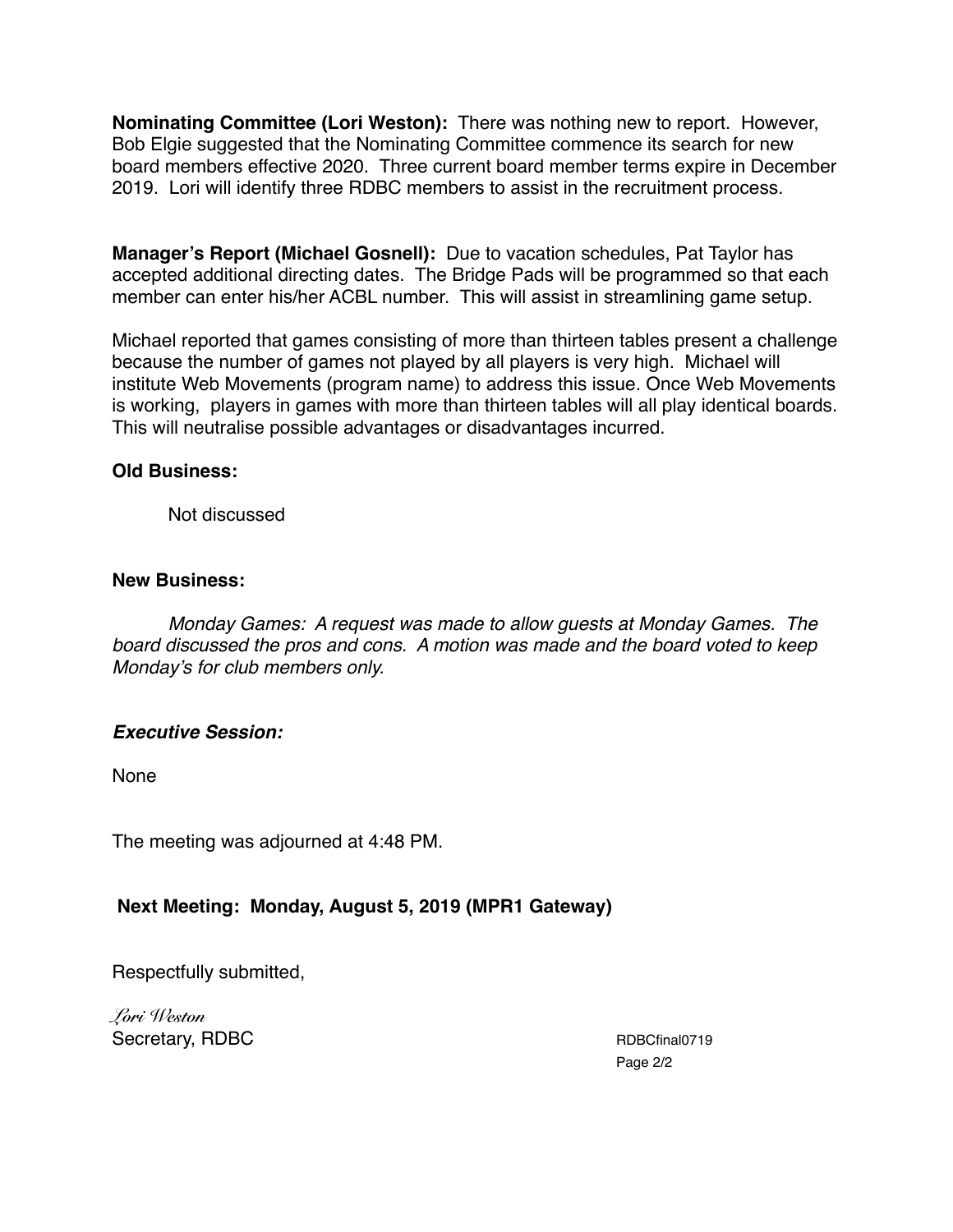**Nominating Committee (Lori Weston):** There was nothing new to report. However, Bob Elgie suggested that the Nominating Committee commence its search for new board members effective 2020. Three current board member terms expire in December 2019. Lori will identify three RDBC members to assist in the recruitment process.

**Manager's Report (Michael Gosnell):** Due to vacation schedules, Pat Taylor has accepted additional directing dates. The Bridge Pads will be programmed so that each member can enter his/her ACBL number. This will assist in streamlining game setup.

Michael reported that games consisting of more than thirteen tables present a challenge because the number of games not played by all players is very high. Michael will institute Web Movements (program name) to address this issue. Once Web Movements is working, players in games with more than thirteen tables will all play identical boards. This will neutralise possible advantages or disadvantages incurred.

**Old Business:**

Not discussed

**New Business:**

*Monday Games: A request was made to allow guests at Monday Games. The board discussed the pros and cons. A motion was made and the board voted to keep Monday's for club members only.*

***Executive Session:***

None

The meeting was adjourned at 4:48 PM.

**Next Meeting: Monday, August 5, 2019 (MPR1 Gateway)**

Respectfully submitted,

*Lori Weston*
Secretary, RDBC

RDBCfinal0719